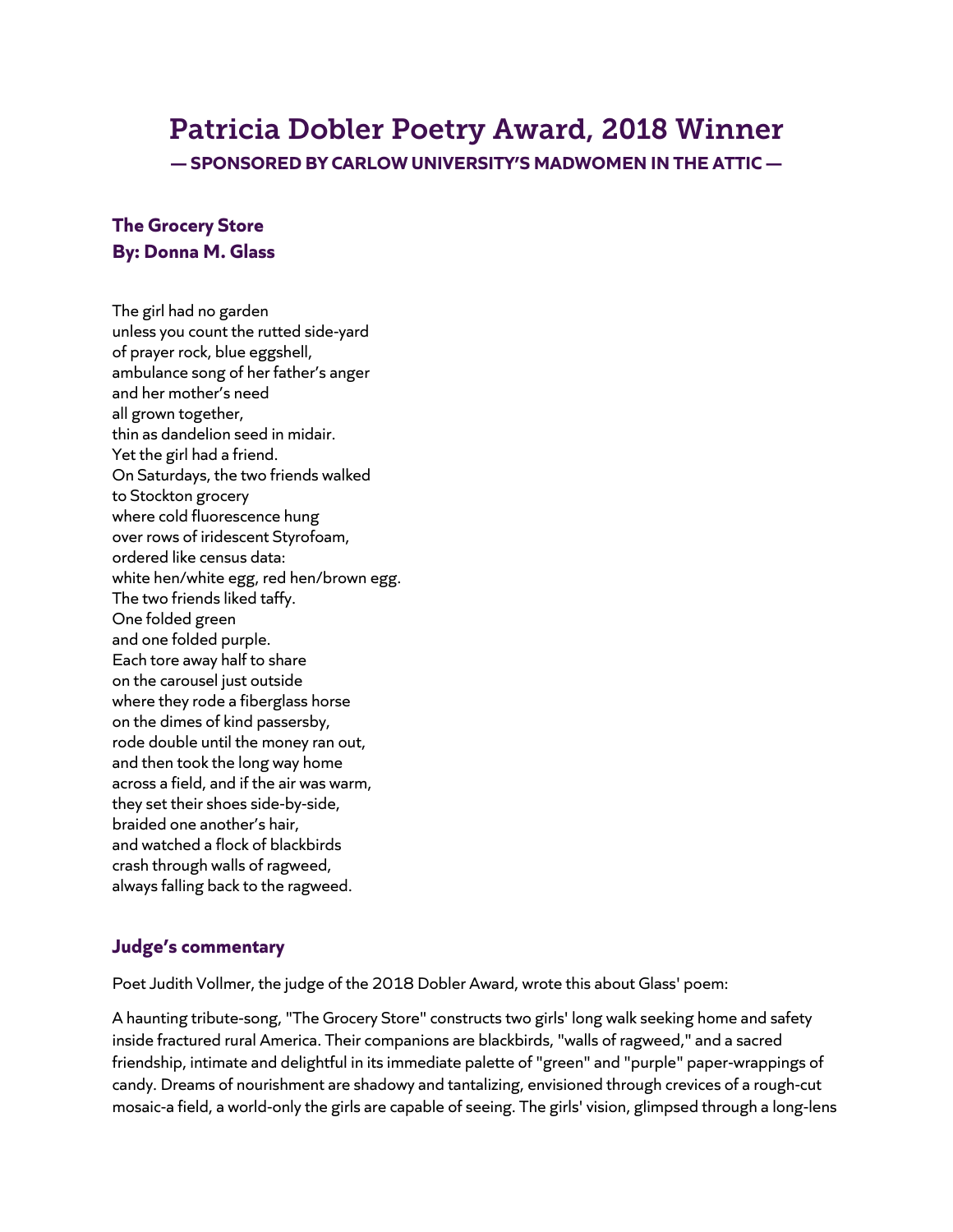# Patricia Dobler Poetry Award, 2018 Winner

**— SPONSORED BY CARLOW UNIVERSITY'S MADWOMEN IN THE ATTIC —**

## The Grocery Store
## By: Donna M. Glass

The girl had no garden  
unless you count the rutted side-yard  
of prayer rock, blue eggshell,  
ambulance song of her father's anger  
and her mother's need  
all grown together,  
thin as dandelion seed in midair.  
Yet the girl had a friend.  
On Saturdays, the two friends walked  
to Stockton grocery  
where cold fluorescence hung  
over rows of iridescent Styrofoam,  
ordered like census data:  
white hen/white egg, red hen/brown egg.  
The two friends liked taffy.  
One folded green  
and one folded purple.  
Each tore away half to share  
on the carousel just outside  
where they rode a fiberglass horse  
on the dimes of kind passersby,  
rode double until the money ran out,  
and then took the long way home  
across a field, and if the air was warm,  
they set their shoes side-by-side,  
braided one another's hair,  
and watched a flock of blackbirds  
crash through walls of ragweed,  
always falling back to the ragweed.

## Judge's commentary

Poet Judith Vollmer, the judge of the 2018 Dobler Award, wrote this about Glass' poem:

A haunting tribute-song, "The Grocery Store" constructs two girls' long walk seeking home and safety inside fractured rural America. Their companions are blackbirds, "walls of ragweed," and a sacred friendship, intimate and delightful in its immediate palette of "green" and "purple" paper-wrappings of candy. Dreams of nourishment are shadowy and tantalizing, envisioned through crevices of a rough-cut mosaic-a field, a world-only the girls are capable of seeing. The girls' vision, glimpsed through a long-lens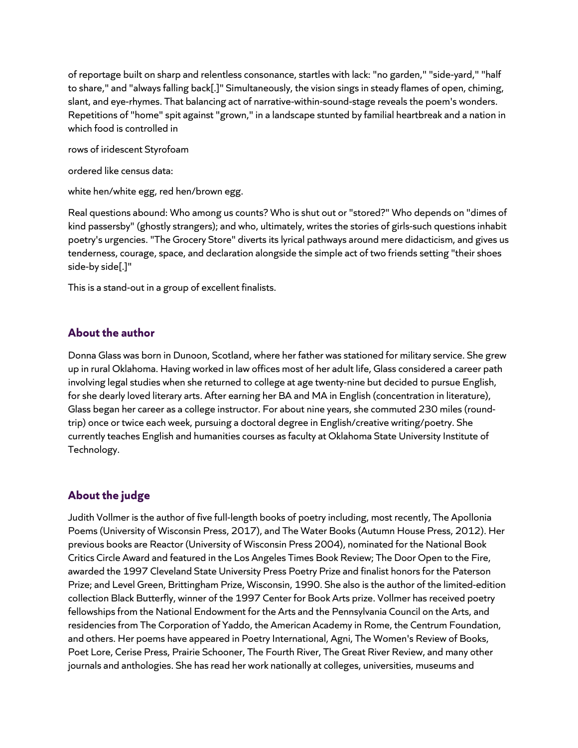of reportage built on sharp and relentless consonance, startles with lack: "no garden," "side-yard," "half to share," and "always falling back[.]" Simultaneously, the vision sings in steady flames of open, chiming, slant, and eye-rhymes. That balancing act of narrative-within-sound-stage reveals the poem's wonders. Repetitions of "home" spit against "grown," in a landscape stunted by familial heartbreak and a nation in which food is controlled in

rows of iridescent Styrofoam

ordered like census data:

white hen/white egg, red hen/brown egg.

Real questions abound: Who among us counts? Who is shut out or "stored?" Who depends on "dimes of kind passersby" (ghostly strangers); and who, ultimately, writes the stories of girls-such questions inhabit poetry's urgencies. "The Grocery Store" diverts its lyrical pathways around mere didacticism, and gives us tenderness, courage, space, and declaration alongside the simple act of two friends setting "their shoes side-by side[.]"

This is a stand-out in a group of excellent finalists.

## About the author

Donna Glass was born in Dunoon, Scotland, where her father was stationed for military service. She grew up in rural Oklahoma. Having worked in law offices most of her adult life, Glass considered a career path involving legal studies when she returned to college at age twenty-nine but decided to pursue English, for she dearly loved literary arts. After earning her BA and MA in English (concentration in literature), Glass began her career as a college instructor. For about nine years, she commuted 230 miles (round-trip) once or twice each week, pursuing a doctoral degree in English/creative writing/poetry. She currently teaches English and humanities courses as faculty at Oklahoma State University Institute of Technology.

## About the judge

Judith Vollmer is the author of five full-length books of poetry including, most recently, The Apollonia Poems (University of Wisconsin Press, 2017), and The Water Books (Autumn House Press, 2012). Her previous books are Reactor (University of Wisconsin Press 2004), nominated for the National Book Critics Circle Award and featured in the Los Angeles Times Book Review; The Door Open to the Fire, awarded the 1997 Cleveland State University Press Poetry Prize and finalist honors for the Paterson Prize; and Level Green, Brittingham Prize, Wisconsin, 1990. She also is the author of the limited-edition collection Black Butterfly, winner of the 1997 Center for Book Arts prize. Vollmer has received poetry fellowships from the National Endowment for the Arts and the Pennsylvania Council on the Arts, and residencies from The Corporation of Yaddo, the American Academy in Rome, the Centrum Foundation, and others. Her poems have appeared in Poetry International, Agni, The Women's Review of Books, Poet Lore, Cerise Press, Prairie Schooner, The Fourth River, The Great River Review, and many other journals and anthologies. She has read her work nationally at colleges, universities, museums and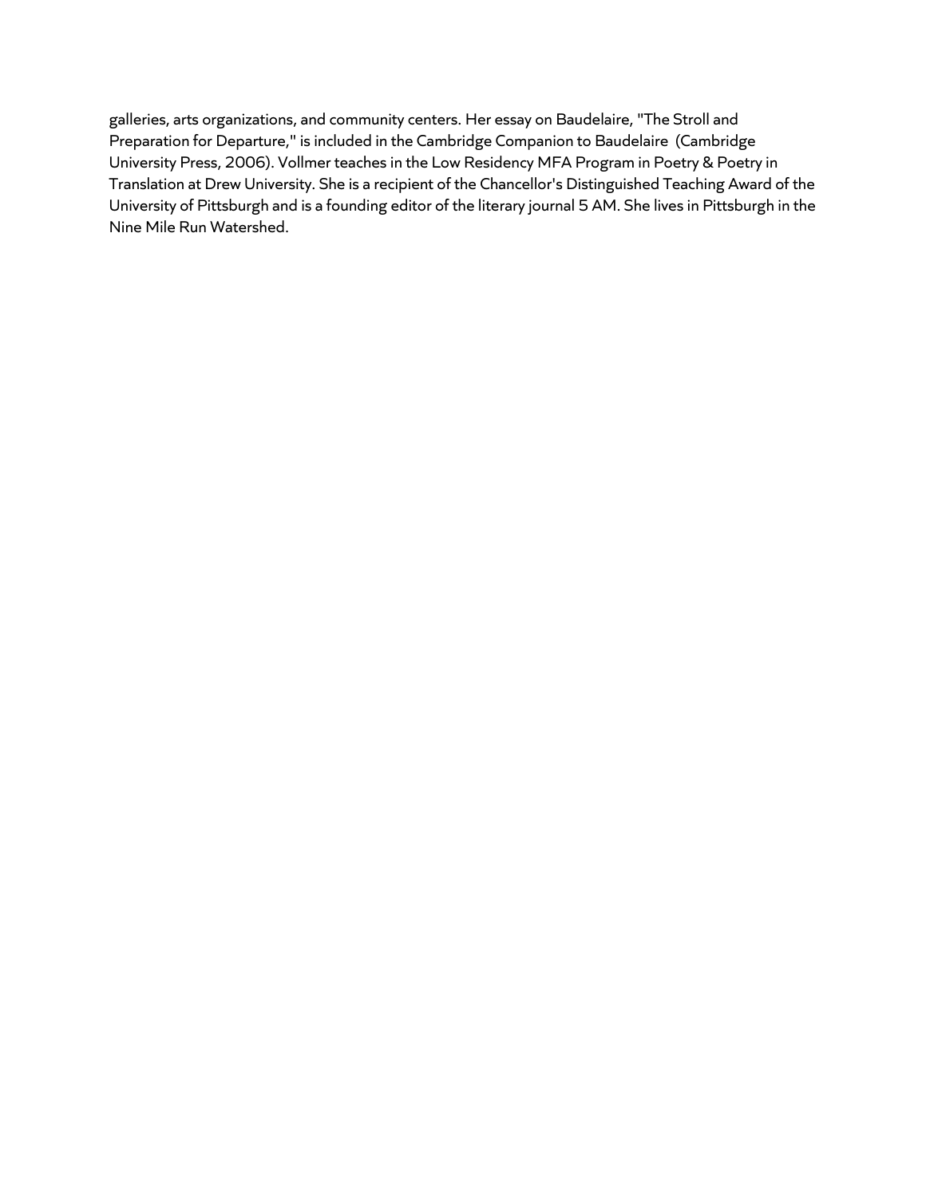galleries, arts organizations, and community centers. Her essay on Baudelaire, "The Stroll and Preparation for Departure," is included in the Cambridge Companion to Baudelaire (Cambridge University Press, 2006). Vollmer teaches in the Low Residency MFA Program in Poetry & Poetry in Translation at Drew University. She is a recipient of the Chancellor's Distinguished Teaching Award of the University of Pittsburgh and is a founding editor of the literary journal 5 AM. She lives in Pittsburgh in the Nine Mile Run Watershed.